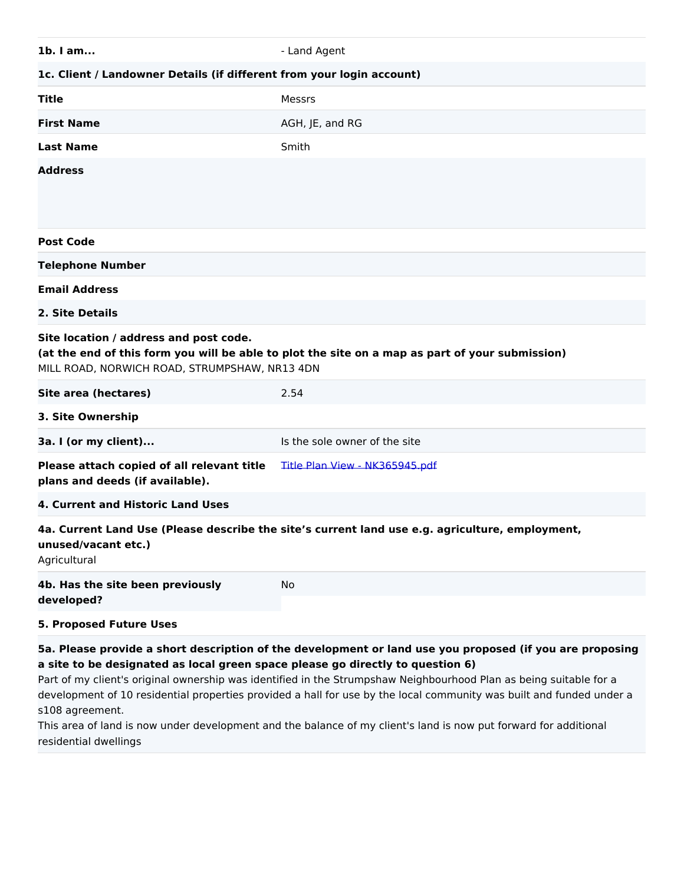| | |
|---|---|
| **1b. I am...** | - Land Agent |

**1c. Client / Landowner Details (if different from your login account)**

| | |
|---|---|
| **Title** | Messrs |
| **First Name** | AGH, JE, and RG |
| **Last Name** | Smith |
| **Address** | |
| **Post Code** | |
| **Telephone Number** | |
| **Email Address** | |

**2. Site Details**

**Site location / address and post code.**
**(at the end of this form you will be able to plot the site on a map as part of your submission)**
MILL ROAD, NORWICH ROAD, STRUMPSHAW, NR13 4DN

| | |
|---|---|
| **Site area (hectares)** | 2.54 |

**3. Site Ownership**

| | |
|---|---|
| **3a. I (or my client)...** | Is the sole owner of the site |
| **Please attach copied of all relevant title plans and deeds (if available).** | Title Plan View - NK365945.pdf |

**4. Current and Historic Land Uses**

**4a. Current Land Use (Please describe the site's current land use e.g. agriculture, employment, unused/vacant etc.)**
Agricultural

| | |
|---|---|
| **4b. Has the site been previously developed?** | No |

**5. Proposed Future Uses**

**5a. Please provide a short description of the development or land use you proposed (if you are proposing a site to be designated as local green space please go directly to question 6)**
Part of my client's original ownership was identified in the Strumpshaw Neighbourhood Plan as being suitable for a development of 10 residential properties provided a hall for use by the local community was built and funded under a s108 agreement.
This area of land is now under development and the balance of my client's land is now put forward for additional residential dwellings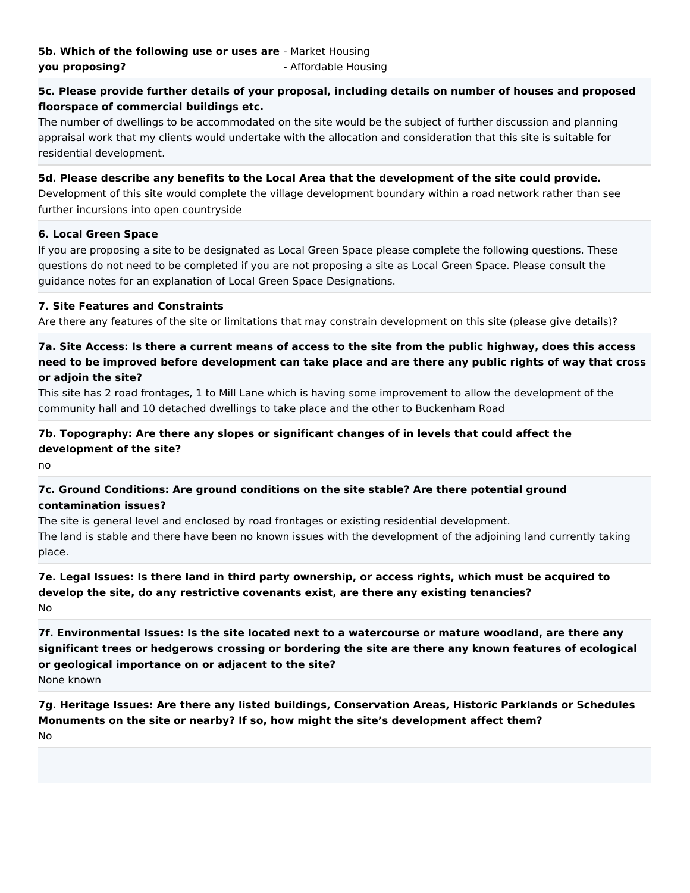**5b. Which of the following use or uses are you proposing?**

- Market Housing
- Affordable Housing

**5c. Please provide further details of your proposal, including details on number of houses and proposed floorspace of commercial buildings etc.**

The number of dwellings to be accommodated on the site would be the subject of further discussion and planning appraisal work that my clients would undertake with the allocation and consideration that this site is suitable for residential development.

**5d. Please describe any benefits to the Local Area that the development of the site could provide.**

Development of this site would complete the village development boundary within a road network rather than see further incursions into open countryside

**6. Local Green Space**

If you are proposing a site to be designated as Local Green Space please complete the following questions. These questions do not need to be completed if you are not proposing a site as Local Green Space. Please consult the guidance notes for an explanation of Local Green Space Designations.

**7. Site Features and Constraints**

Are there any features of the site or limitations that may constrain development on this site (please give details)?

**7a. Site Access: Is there a current means of access to the site from the public highway, does this access need to be improved before development can take place and are there any public rights of way that cross or adjoin the site?**

This site has 2 road frontages, 1 to Mill Lane which is having some improvement to allow the development of the community hall and 10 detached dwellings to take place and the other to Buckenham Road

**7b. Topography: Are there any slopes or significant changes of in levels that could affect the development of the site?**

no

**7c. Ground Conditions: Are ground conditions on the site stable? Are there potential ground contamination issues?**

The site is general level and enclosed by road frontages or existing residential development.
The land is stable and there have been no known issues with the development of the adjoining land currently taking place.

**7e. Legal Issues: Is there land in third party ownership, or access rights, which must be acquired to develop the site, do any restrictive covenants exist, are there any existing tenancies?**

No

**7f. Environmental Issues: Is the site located next to a watercourse or mature woodland, are there any significant trees or hedgerows crossing or bordering the site are there any known features of ecological or geological importance on or adjacent to the site?**

None known

**7g. Heritage Issues: Are there any listed buildings, Conservation Areas, Historic Parklands or Schedules Monuments on the site or nearby? If so, how might the site's development affect them?**

No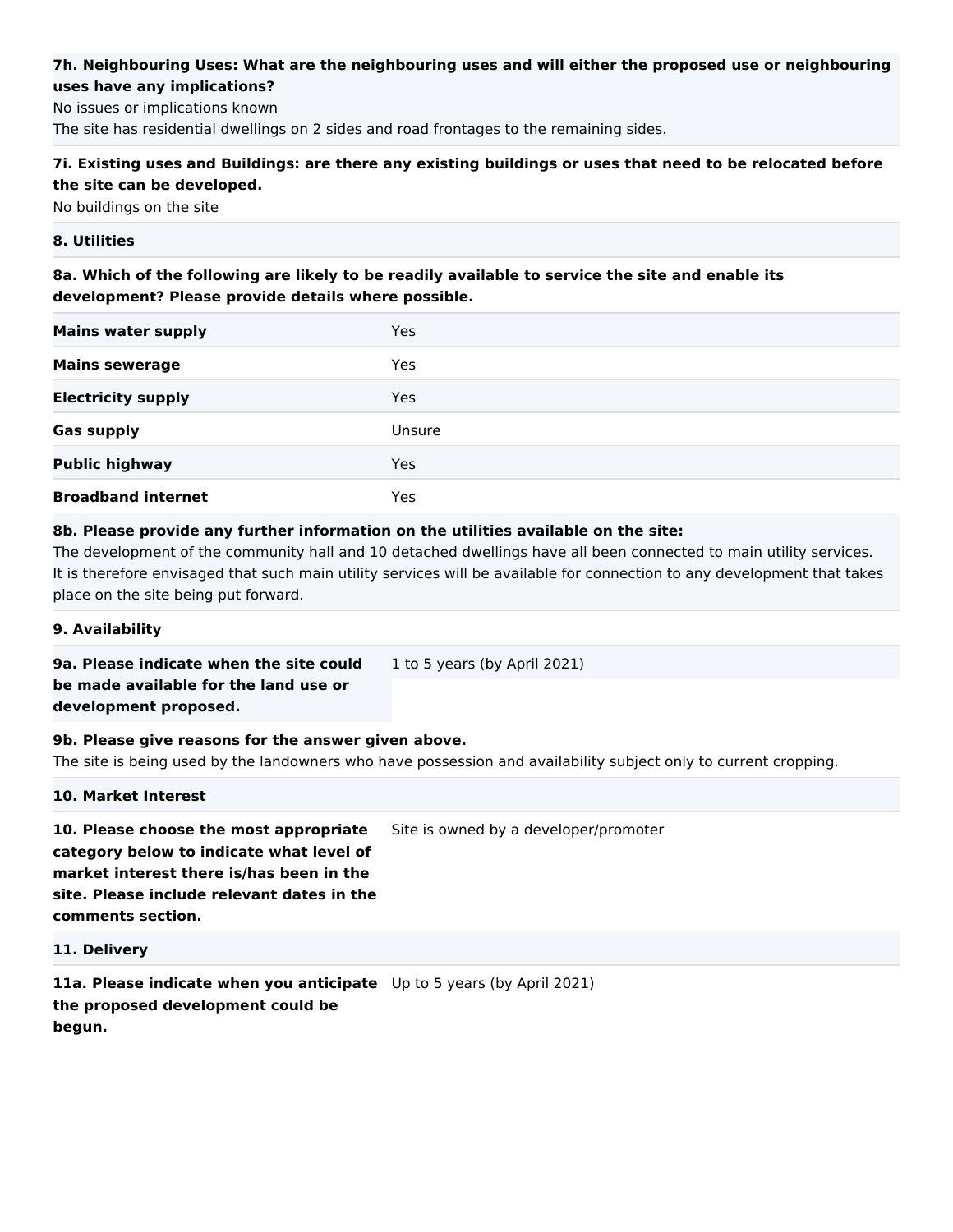**7h. Neighbouring Uses: What are the neighbouring uses and will either the proposed use or neighbouring uses have any implications?**

No issues or implications known

The site has residential dwellings on 2 sides and road frontages to the remaining sides.

**7i. Existing uses and Buildings: are there any existing buildings or uses that need to be relocated before the site can be developed.**

No buildings on the site

**8. Utilities**

**8a. Which of the following are likely to be readily available to service the site and enable its development? Please provide details where possible.**

| | |
|---|---|
| **Mains water supply** | Yes |
| **Mains sewerage** | Yes |
| **Electricity supply** | Yes |
| **Gas supply** | Unsure |
| **Public highway** | Yes |
| **Broadband internet** | Yes |

**8b. Please provide any further information on the utilities available on the site:**

The development of the community hall and 10 detached dwellings have all been connected to main utility services. It is therefore envisaged that such main utility services will be available for connection to any development that takes place on the site being put forward.

**9. Availability**

| | |
|---|---|
| **9a. Please indicate when the site could be made available for the land use or development proposed.** | 1 to 5 years (by April 2021) |

**9b. Please give reasons for the answer given above.**

The site is being used by the landowners who have possession and availability subject only to current cropping.

**10. Market Interest**

| | |
|---|---|
| **10. Please choose the most appropriate category below to indicate what level of market interest there is/has been in the site. Please include relevant dates in the comments section.** | Site is owned by a developer/promoter |

**11. Delivery**

| | |
|---|---|
| **11a. Please indicate when you anticipate the proposed development could be begun.** | Up to 5 years (by April 2021) |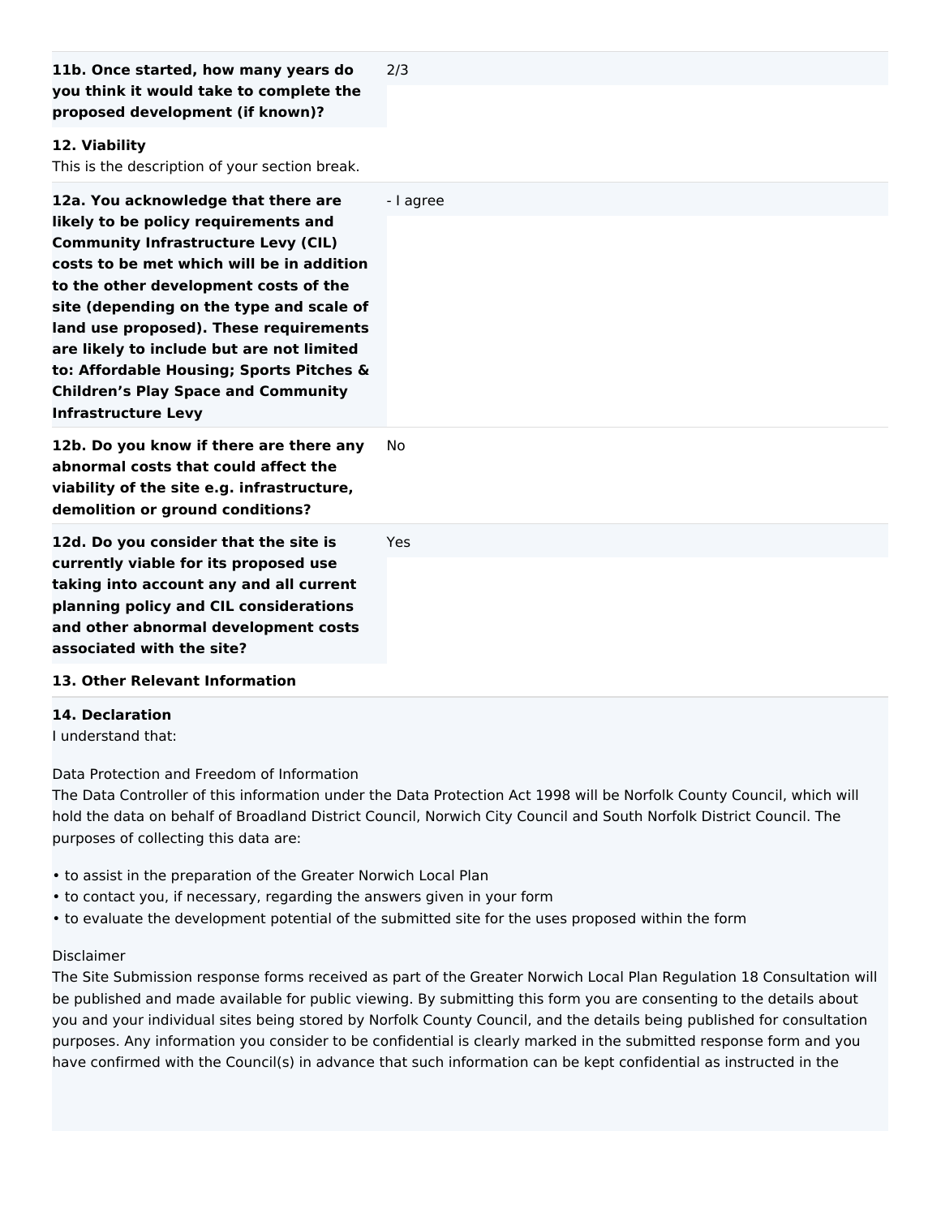| | |
|---|---|
| **11b. Once started, how many years do you think it would take to complete the proposed development (if known)?** | 2/3 |

**12. Viability**

This is the description of your section break.

| | |
|---|---|
| **12a. You acknowledge that there are likely to be policy requirements and Community Infrastructure Levy (CIL) costs to be met which will be in addition to the other development costs of the site (depending on the type and scale of land use proposed). These requirements are likely to include but are not limited to: Affordable Housing; Sports Pitches & Children's Play Space and Community Infrastructure Levy** | - I agree |
| **12b. Do you know if there are there any abnormal costs that could affect the viability of the site e.g. infrastructure, demolition or ground conditions?** | No |
| **12d. Do you consider that the site is currently viable for its proposed use taking into account any and all current planning policy and CIL considerations and other abnormal development costs associated with the site?** | Yes |

**13. Other Relevant Information**

**14. Declaration**

I understand that:

Data Protection and Freedom of Information

The Data Controller of this information under the Data Protection Act 1998 will be Norfolk County Council, which will hold the data on behalf of Broadland District Council, Norwich City Council and South Norfolk District Council. The purposes of collecting this data are:

- to assist in the preparation of the Greater Norwich Local Plan
- to contact you, if necessary, regarding the answers given in your form
- to evaluate the development potential of the submitted site for the uses proposed within the form

Disclaimer

The Site Submission response forms received as part of the Greater Norwich Local Plan Regulation 18 Consultation will be published and made available for public viewing. By submitting this form you are consenting to the details about you and your individual sites being stored by Norfolk County Council, and the details being published for consultation purposes. Any information you consider to be confidential is clearly marked in the submitted response form and you have confirmed with the Council(s) in advance that such information can be kept confidential as instructed in the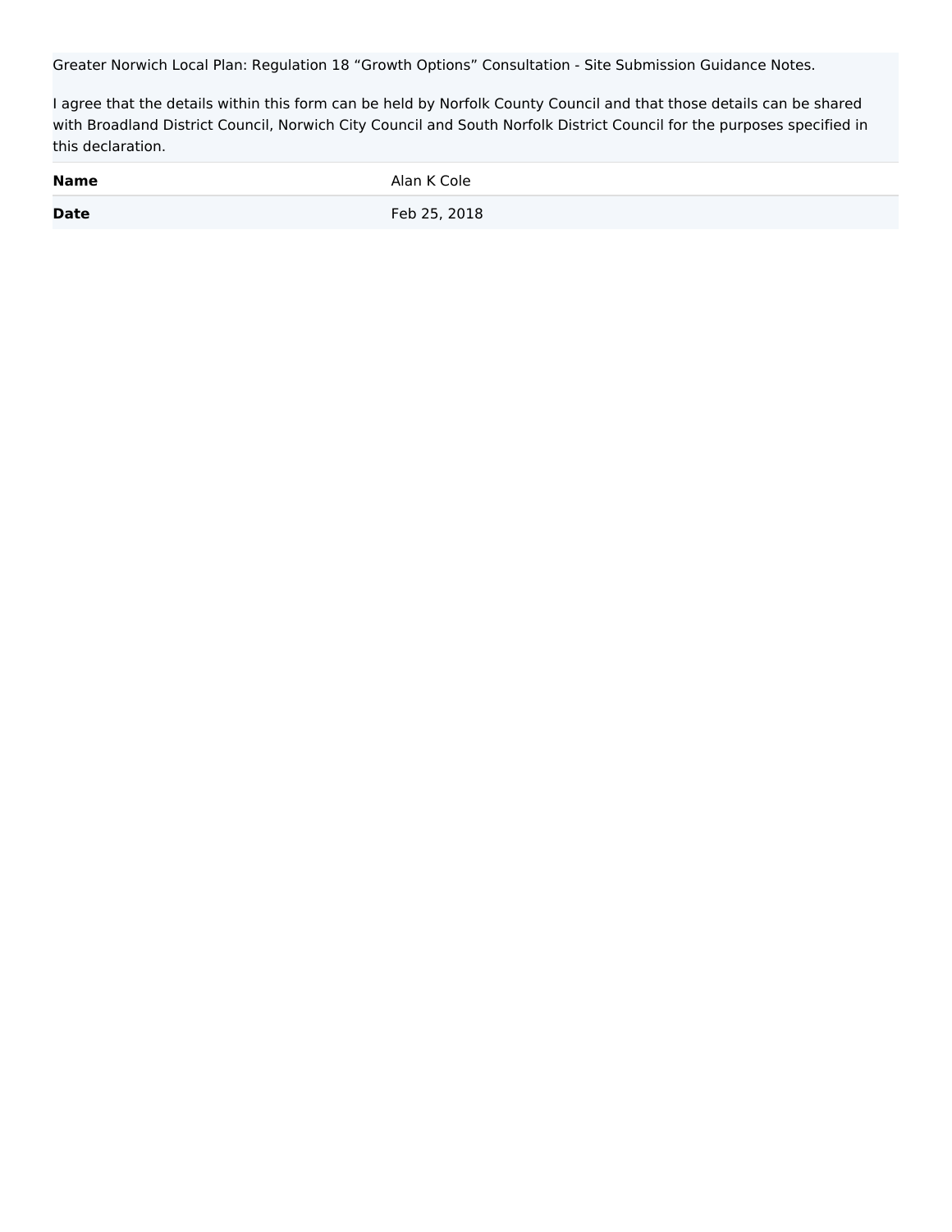Greater Norwich Local Plan: Regulation 18 “Growth Options” Consultation - Site Submission Guidance Notes.

I agree that the details within this form can be held by Norfolk County Council and that those details can be shared with Broadland District Council, Norwich City Council and South Norfolk District Council for the purposes specified in this declaration.

| | |
|---|---|
| **Name** | Alan K Cole |
| **Date** | Feb 25, 2018 |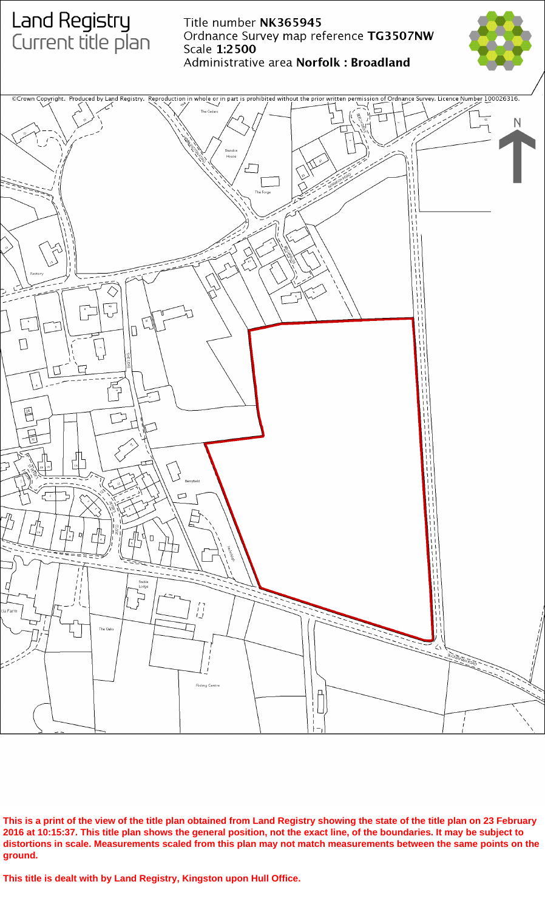# Land Registry
## Current title plan

Title number **NK365945**
Ordnance Survey map reference **TG3507NW**
Scale **1:2500**
Administrative area **Norfolk : Broadland**

©Crown Copyright. Produced by Land Registry. Reproduction in whole or in part is prohibited without the prior written permission of Ordnance Survey. Licence Number 100026316.

N

The Cedars

Brandon House

The Forge

Rectory

Berryfield

Stable Lodge

The Oaks

Riding Centre

**This is a print of the view of the title plan obtained from Land Registry showing the state of the title plan on 23 February 2016 at 10:15:37. This title plan shows the general position, not the exact line, of the boundaries. It may be subject to distortions in scale. Measurements scaled from this plan may not match measurements between the same points on the ground.**

**This title is dealt with by Land Registry, Kingston upon Hull Office.**